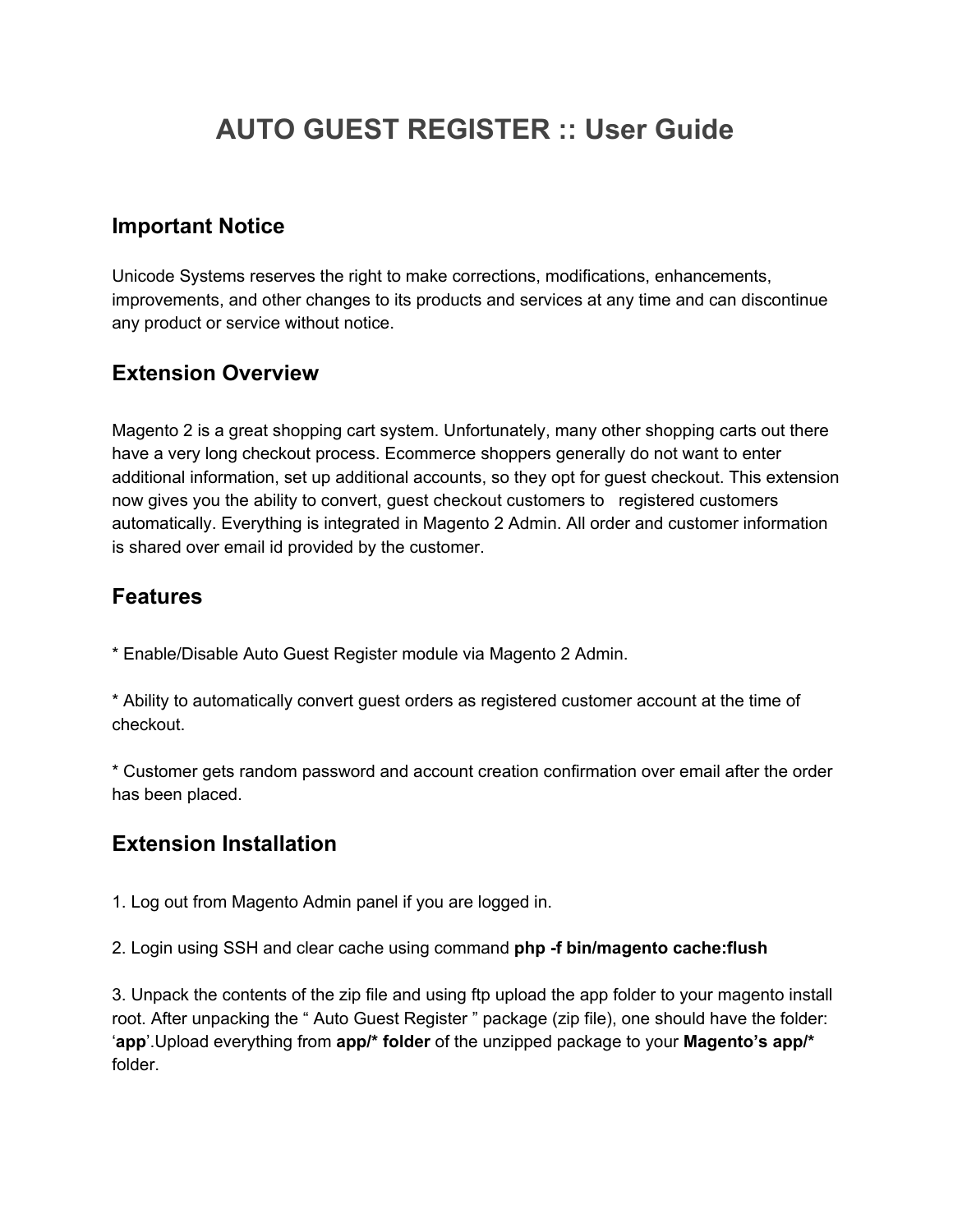# AUTO GUEST REGISTER :: User Guide

## Important Notice

Unicode Systems reserves the right to make corrections, modifications, enhancements, improvements, and other changes to its products and services at any time and can discontinue any product or service without notice.

## Extension Overview

Magento 2 is a great shopping cart system. Unfortunately, many other shopping carts out there have a very long checkout process. Ecommerce shoppers generally do not want to enter additional information, set up additional accounts, so they opt for guest checkout. This extension now gives you the ability to convert, guest checkout customers to registered customers automatically. Everything is integrated in Magento 2 Admin. All order and customer information is shared over email id provided by the customer.

## Features

* Enable/Disable Auto Guest Register module via Magento 2 Admin.

* Ability to automatically convert guest orders as registered customer account at the time of checkout.

* Customer gets random password and account creation confirmation over email after the order has been placed.

## Extension Installation

1. Log out from Magento Admin panel if you are logged in.

2. Login using SSH and clear cache using command **php -f bin/magento cache:flush**

3. Unpack the contents of the zip file and using ftp upload the app folder to your magento install root. After unpacking the “ Auto Guest Register ” package (zip file), one should have the folder: ‘**app**’.Upload everything from **app/* folder** of the unzipped package to your **Magento’s app/*** folder.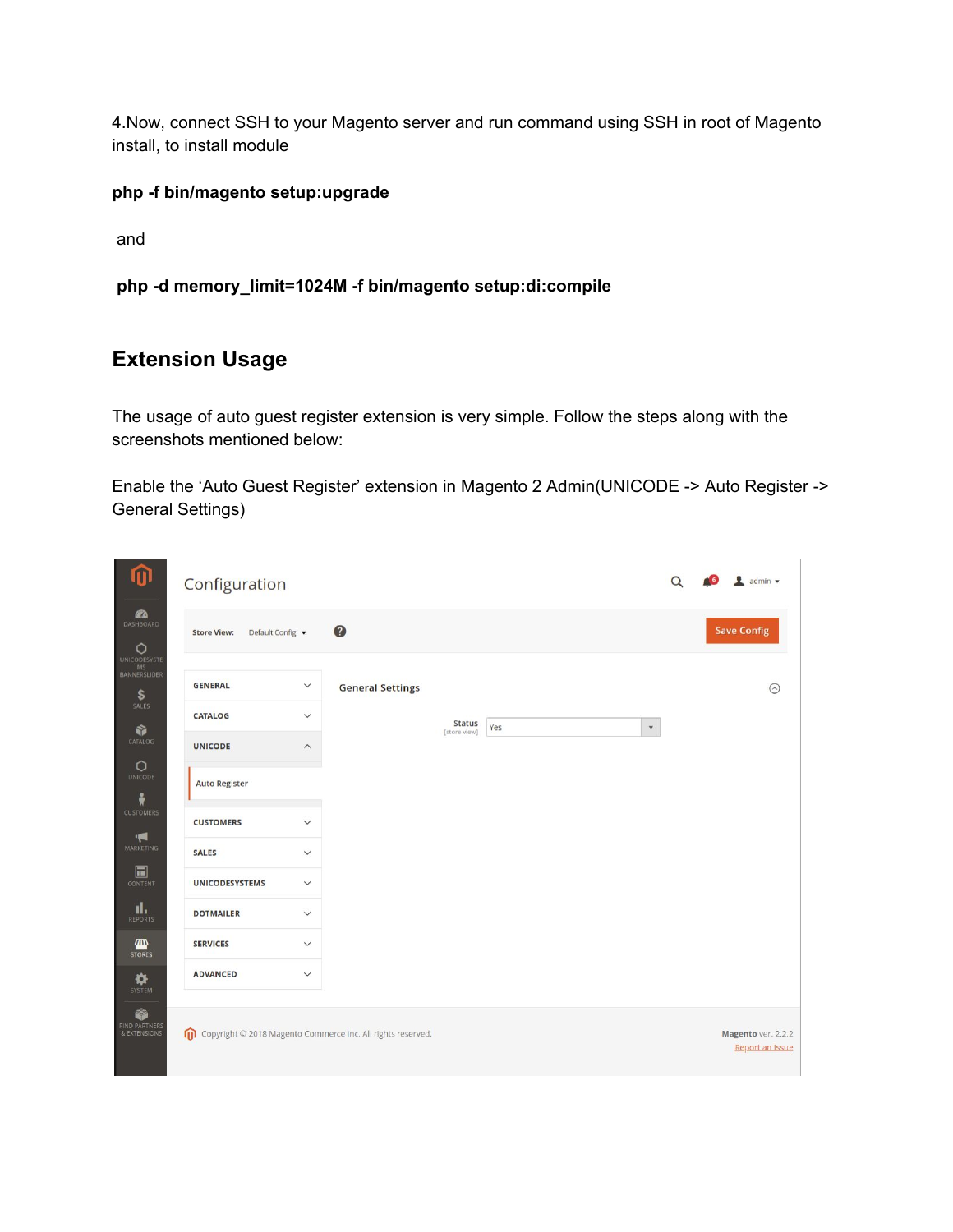4.Now, connect SSH to your Magento server and run command using SSH in root of Magento install, to install module

**php -f bin/magento setup:upgrade**

and

**php -d memory_limit=1024M -f bin/magento setup:di:compile**

## Extension Usage

The usage of auto guest register extension is very simple. Follow the steps along with the screenshots mentioned below:

Enable the ‘Auto Guest Register’ extension in Magento 2 Admin(UNICODE -> Auto Register -> General Settings)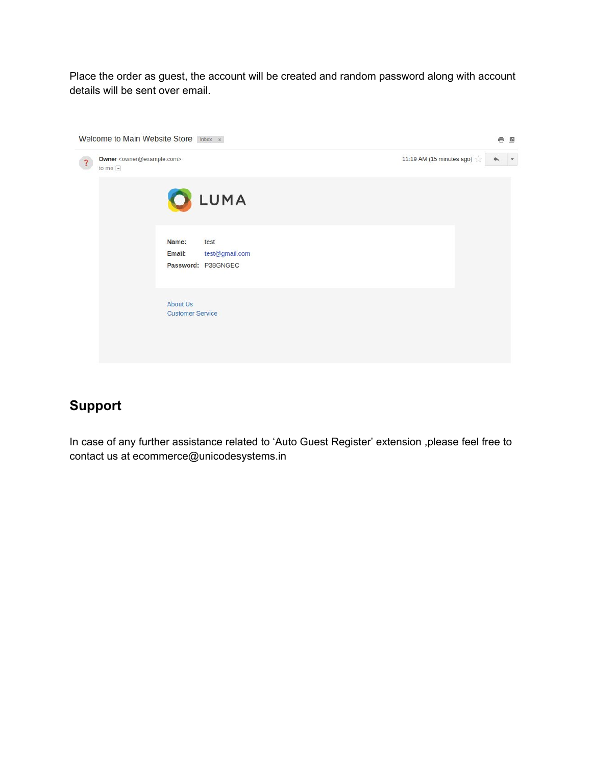Place the order as guest, the account will be created and random password along with account details will be sent over email.

Welcome to Main Website Store Inbox x

Owner <owner@example.com>
to me

11:19 AM (15 minutes ago)

LUMA

**Name:** test
**Email:** test@gmail.com
**Password:** P38GNGEC

About Us
Customer Service

## Support

In case of any further assistance related to ‘Auto Guest Register’ extension ,please feel free to contact us at ecommerce@unicodesystems.in